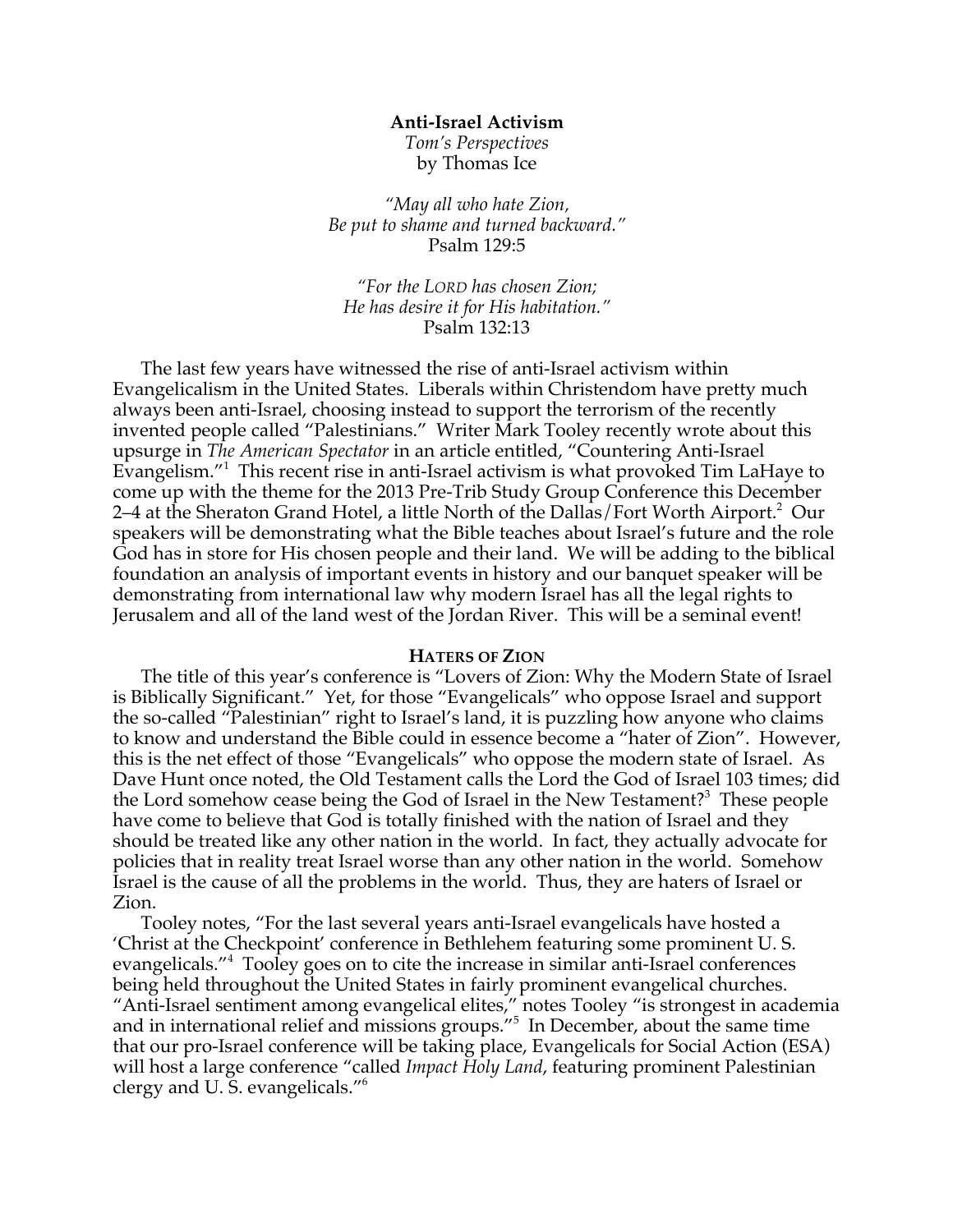**Anti-Israel Activism**

*Tom's Perspectives*

by Thomas Ice

*"May all who hate Zion,*
*Be put to shame and turned backward."*
Psalm 129:5

*"For the LORD has chosen Zion;*
*He has desire it for His habitation."*
Psalm 132:13

The last few years have witnessed the rise of anti-Israel activism within Evangelicalism in the United States. Liberals within Christendom have pretty much always been anti-Israel, choosing instead to support the terrorism of the recently invented people called "Palestinians." Writer Mark Tooley recently wrote about this upsurge in *The American Spectator* in an article entitled, "Countering Anti-Israel Evangelism."[1] This recent rise in anti-Israel activism is what provoked Tim LaHaye to come up with the theme for the 2013 Pre-Trib Study Group Conference this December 2–4 at the Sheraton Grand Hotel, a little North of the Dallas/Fort Worth Airport.[2] Our speakers will be demonstrating what the Bible teaches about Israel's future and the role God has in store for His chosen people and their land. We will be adding to the biblical foundation an analysis of important events in history and our banquet speaker will be demonstrating from international law why modern Israel has all the legal rights to Jerusalem and all of the land west of the Jordan River. This will be a seminal event!

## HATERS OF ZION

The title of this year's conference is "Lovers of Zion: Why the Modern State of Israel is Biblically Significant." Yet, for those "Evangelicals" who oppose Israel and support the so-called "Palestinian" right to Israel's land, it is puzzling how anyone who claims to know and understand the Bible could in essence become a "hater of Zion". However, this is the net effect of those "Evangelicals" who oppose the modern state of Israel. As Dave Hunt once noted, the Old Testament calls the Lord the God of Israel 103 times; did the Lord somehow cease being the God of Israel in the New Testament?[3] These people have come to believe that God is totally finished with the nation of Israel and they should be treated like any other nation in the world. In fact, they actually advocate for policies that in reality treat Israel worse than any other nation in the world. Somehow Israel is the cause of all the problems in the world. Thus, they are haters of Israel or Zion.

Tooley notes, "For the last several years anti-Israel evangelicals have hosted a 'Christ at the Checkpoint' conference in Bethlehem featuring some prominent U. S. evangelicals."[4] Tooley goes on to cite the increase in similar anti-Israel conferences being held throughout the United States in fairly prominent evangelical churches. "Anti-Israel sentiment among evangelical elites," notes Tooley "is strongest in academia and in international relief and missions groups."[5] In December, about the same time that our pro-Israel conference will be taking place, Evangelicals for Social Action (ESA) will host a large conference "called *Impact Holy Land*, featuring prominent Palestinian clergy and U. S. evangelicals."[6]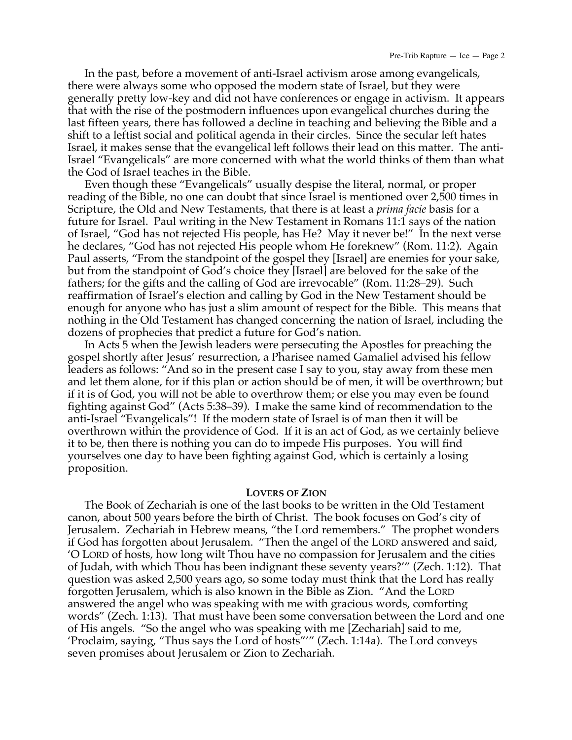In the past, before a movement of anti-Israel activism arose among evangelicals, there were always some who opposed the modern state of Israel, but they were generally pretty low-key and did not have conferences or engage in activism. It appears that with the rise of the postmodern influences upon evangelical churches during the last fifteen years, there has followed a decline in teaching and believing the Bible and a shift to a leftist social and political agenda in their circles. Since the secular left hates Israel, it makes sense that the evangelical left follows their lead on this matter. The anti-Israel "Evangelicals" are more concerned with what the world thinks of them than what the God of Israel teaches in the Bible.

Even though these "Evangelicals" usually despise the literal, normal, or proper reading of the Bible, no one can doubt that since Israel is mentioned over 2,500 times in Scripture, the Old and New Testaments, that there is at least a *prima facie* basis for a future for Israel. Paul writing in the New Testament in Romans 11:1 says of the nation of Israel, "God has not rejected His people, has He? May it never be!" In the next verse he declares, "God has not rejected His people whom He foreknew" (Rom. 11:2). Again Paul asserts, "From the standpoint of the gospel they [Israel] are enemies for your sake, but from the standpoint of God's choice they [Israel] are beloved for the sake of the fathers; for the gifts and the calling of God are irrevocable" (Rom. 11:28–29). Such reaffirmation of Israel's election and calling by God in the New Testament should be enough for anyone who has just a slim amount of respect for the Bible. This means that nothing in the Old Testament has changed concerning the nation of Israel, including the dozens of prophecies that predict a future for God's nation.

In Acts 5 when the Jewish leaders were persecuting the Apostles for preaching the gospel shortly after Jesus' resurrection, a Pharisee named Gamaliel advised his fellow leaders as follows: "And so in the present case I say to you, stay away from these men and let them alone, for if this plan or action should be of men, it will be overthrown; but if it is of God, you will not be able to overthrow them; or else you may even be found fighting against God" (Acts 5:38–39). I make the same kind of recommendation to the anti-Israel "Evangelicals"! If the modern state of Israel is of man then it will be overthrown within the providence of God. If it is an act of God, as we certainly believe it to be, then there is nothing you can do to impede His purposes. You will find yourselves one day to have been fighting against God, which is certainly a losing proposition.

## LOVERS OF ZION

The Book of Zechariah is one of the last books to be written in the Old Testament canon, about 500 years before the birth of Christ. The book focuses on God's city of Jerusalem. Zechariah in Hebrew means, "the Lord remembers." The prophet wonders if God has forgotten about Jerusalem. "Then the angel of the LORD answered and said, 'O LORD of hosts, how long wilt Thou have no compassion for Jerusalem and the cities of Judah, with which Thou has been indignant these seventy years?'" (Zech. 1:12). That question was asked 2,500 years ago, so some today must think that the Lord has really forgotten Jerusalem, which is also known in the Bible as Zion. "And the LORD answered the angel who was speaking with me with gracious words, comforting words" (Zech. 1:13). That must have been some conversation between the Lord and one of His angels. "So the angel who was speaking with me [Zechariah] said to me, 'Proclaim, saying, "Thus says the Lord of hosts"'" (Zech. 1:14a). The Lord conveys seven promises about Jerusalem or Zion to Zechariah.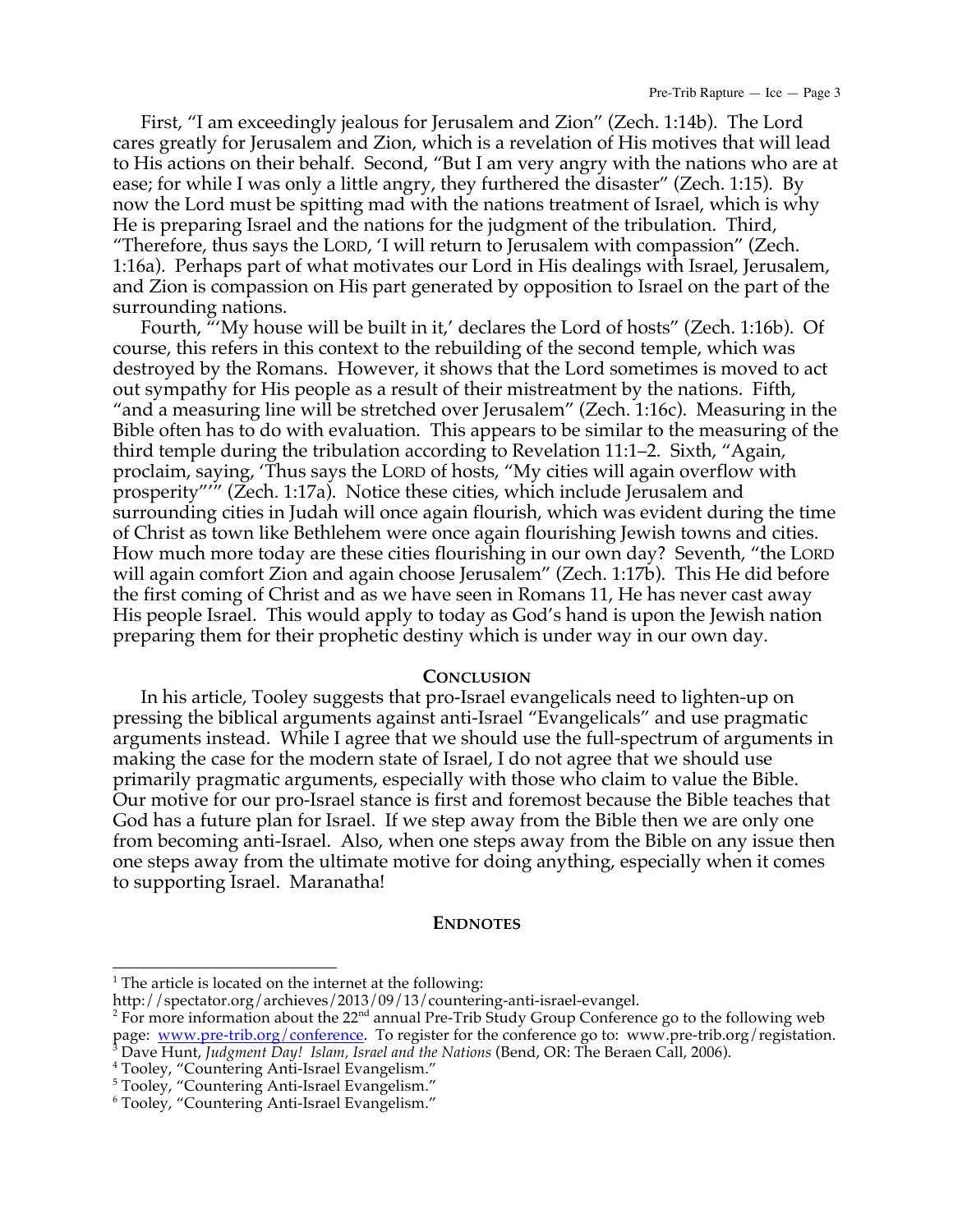First, "I am exceedingly jealous for Jerusalem and Zion" (Zech. 1:14b). The Lord cares greatly for Jerusalem and Zion, which is a revelation of His motives that will lead to His actions on their behalf. Second, "But I am very angry with the nations who are at ease; for while I was only a little angry, they furthered the disaster" (Zech. 1:15). By now the Lord must be spitting mad with the nations treatment of Israel, which is why He is preparing Israel and the nations for the judgment of the tribulation. Third, "Therefore, thus says the LORD, 'I will return to Jerusalem with compassion" (Zech. 1:16a). Perhaps part of what motivates our Lord in His dealings with Israel, Jerusalem, and Zion is compassion on His part generated by opposition to Israel on the part of the surrounding nations.

Fourth, "'My house will be built in it,' declares the Lord of hosts" (Zech. 1:16b). Of course, this refers in this context to the rebuilding of the second temple, which was destroyed by the Romans. However, it shows that the Lord sometimes is moved to act out sympathy for His people as a result of their mistreatment by the nations. Fifth, "and a measuring line will be stretched over Jerusalem" (Zech. 1:16c). Measuring in the Bible often has to do with evaluation. This appears to be similar to the measuring of the third temple during the tribulation according to Revelation 11:1–2. Sixth, "Again, proclaim, saying, 'Thus says the LORD of hosts, "My cities will again overflow with prosperity"'" (Zech. 1:17a). Notice these cities, which include Jerusalem and surrounding cities in Judah will once again flourish, which was evident during the time of Christ as town like Bethlehem were once again flourishing Jewish towns and cities. How much more today are these cities flourishing in our own day? Seventh, "the LORD will again comfort Zion and again choose Jerusalem" (Zech. 1:17b). This He did before the first coming of Christ and as we have seen in Romans 11, He has never cast away His people Israel. This would apply to today as God's hand is upon the Jewish nation preparing them for their prophetic destiny which is under way in our own day.

## CONCLUSION

In his article, Tooley suggests that pro-Israel evangelicals need to lighten-up on pressing the biblical arguments against anti-Israel "Evangelicals" and use pragmatic arguments instead. While I agree that we should use the full-spectrum of arguments in making the case for the modern state of Israel, I do not agree that we should use primarily pragmatic arguments, especially with those who claim to value the Bible. Our motive for our pro-Israel stance is first and foremost because the Bible teaches that God has a future plan for Israel. If we step away from the Bible then we are only one from becoming anti-Israel. Also, when one steps away from the Bible on any issue then one steps away from the ultimate motive for doing anything, especially when it comes to supporting Israel. Maranatha!

## ENDNOTES

[1] The article is located on the internet at the following: http://spectator.org/archieves/2013/09/13/countering-anti-israel-evangel.

[2] For more information about the 22nd annual Pre-Trib Study Group Conference go to the following web page: www.pre-trib.org/conference. To register for the conference go to: www.pre-trib.org/registation.

[3] Dave Hunt, *Judgment Day! Islam, Israel and the Nations* (Bend, OR: The Beraen Call, 2006).

[4] Tooley, "Countering Anti-Israel Evangelism."

[5] Tooley, "Countering Anti-Israel Evangelism."

[6] Tooley, "Countering Anti-Israel Evangelism."